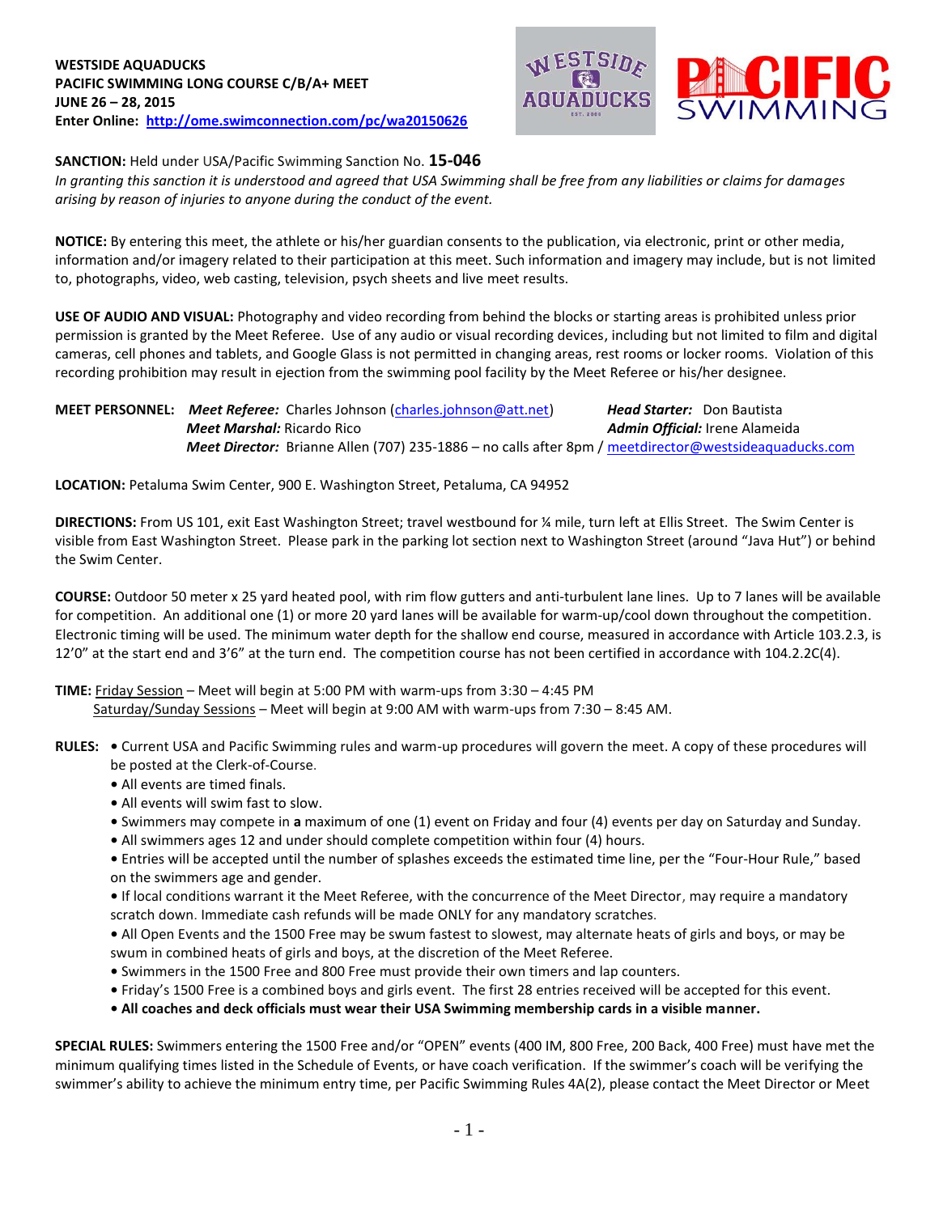**WESTSIDE AQUADUCKS**
**PACIFIC SWIMMING LONG COURSE C/B/A+ MEET**
**JUNE 26 – 28, 2015**
**Enter Online: [http://ome.swimconnection.com/pc/wa20150626](http://ome.swimconnection.com/pc/wa20150626)**

**SANCTION:** Held under USA/Pacific Swimming Sanction No. **15-046**
*In granting this sanction it is understood and agreed that USA Swimming shall be free from any liabilities or claims for damages arising by reason of injuries to anyone during the conduct of the event.*

**NOTICE:** By entering this meet, the athlete or his/her guardian consents to the publication, via electronic, print or other media, information and/or imagery related to their participation at this meet. Such information and imagery may include, but is not limited to, photographs, video, web casting, television, psych sheets and live meet results.

**USE OF AUDIO AND VISUAL:** Photography and video recording from behind the blocks or starting areas is prohibited unless prior permission is granted by the Meet Referee. Use of any audio or visual recording devices, including but not limited to film and digital cameras, cell phones and tablets, and Google Glass is not permitted in changing areas, rest rooms or locker rooms. Violation of this recording prohibition may result in ejection from the swimming pool facility by the Meet Referee or his/her designee.

**MEET PERSONNEL:** ***Meet Referee:*** Charles Johnson (charles.johnson@att.net) ***Head Starter:*** Don Bautista
***Meet Marshal:*** Ricardo Rico ***Admin Official:*** Irene Alameida
***Meet Director:*** Brianne Allen (707) 235-1886 – no calls after 8pm / meetdirector@westsideaquaducks.com

**LOCATION:** Petaluma Swim Center, 900 E. Washington Street, Petaluma, CA 94952

**DIRECTIONS:** From US 101, exit East Washington Street; travel westbound for ¼ mile, turn left at Ellis Street. The Swim Center is visible from East Washington Street. Please park in the parking lot section next to Washington Street (around "Java Hut") or behind the Swim Center.

**COURSE:** Outdoor 50 meter x 25 yard heated pool, with rim flow gutters and anti-turbulent lane lines. Up to 7 lanes will be available for competition. An additional one (1) or more 20 yard lanes will be available for warm-up/cool down throughout the competition. Electronic timing will be used. The minimum water depth for the shallow end course, measured in accordance with Article 103.2.3, is 12'0" at the start end and 3'6" at the turn end. The competition course has not been certified in accordance with 104.2.2C(4).

**TIME:** Friday Session – Meet will begin at 5:00 PM with warm-ups from 3:30 – 4:45 PM
Saturday/Sunday Sessions – Meet will begin at 9:00 AM with warm-ups from 7:30 – 8:45 AM.

**RULES:**
- Current USA and Pacific Swimming rules and warm-up procedures will govern the meet. A copy of these procedures will be posted at the Clerk-of-Course.
- All events are timed finals.
- All events will swim fast to slow.
- Swimmers may compete in **a** maximum of one (1) event on Friday and four (4) events per day on Saturday and Sunday.
- All swimmers ages 12 and under should complete competition within four (4) hours.
- Entries will be accepted until the number of splashes exceeds the estimated time line, per the "Four-Hour Rule," based on the swimmers age and gender.
- If local conditions warrant it the Meet Referee, with the concurrence of the Meet Director, may require a mandatory scratch down. Immediate cash refunds will be made ONLY for any mandatory scratches.
- All Open Events and the 1500 Free may be swum fastest to slowest, may alternate heats of girls and boys, or may be swum in combined heats of girls and boys, at the discretion of the Meet Referee.
- Swimmers in the 1500 Free and 800 Free must provide their own timers and lap counters.
- Friday's 1500 Free is a combined boys and girls event. The first 28 entries received will be accepted for this event.
- **All coaches and deck officials must wear their USA Swimming membership cards in a visible manner.**

**SPECIAL RULES:** Swimmers entering the 1500 Free and/or "OPEN" events (400 IM, 800 Free, 200 Back, 400 Free) must have met the minimum qualifying times listed in the Schedule of Events, or have coach verification. If the swimmer's coach will be verifying the swimmer's ability to achieve the minimum entry time, per Pacific Swimming Rules 4A(2), please contact the Meet Director or Meet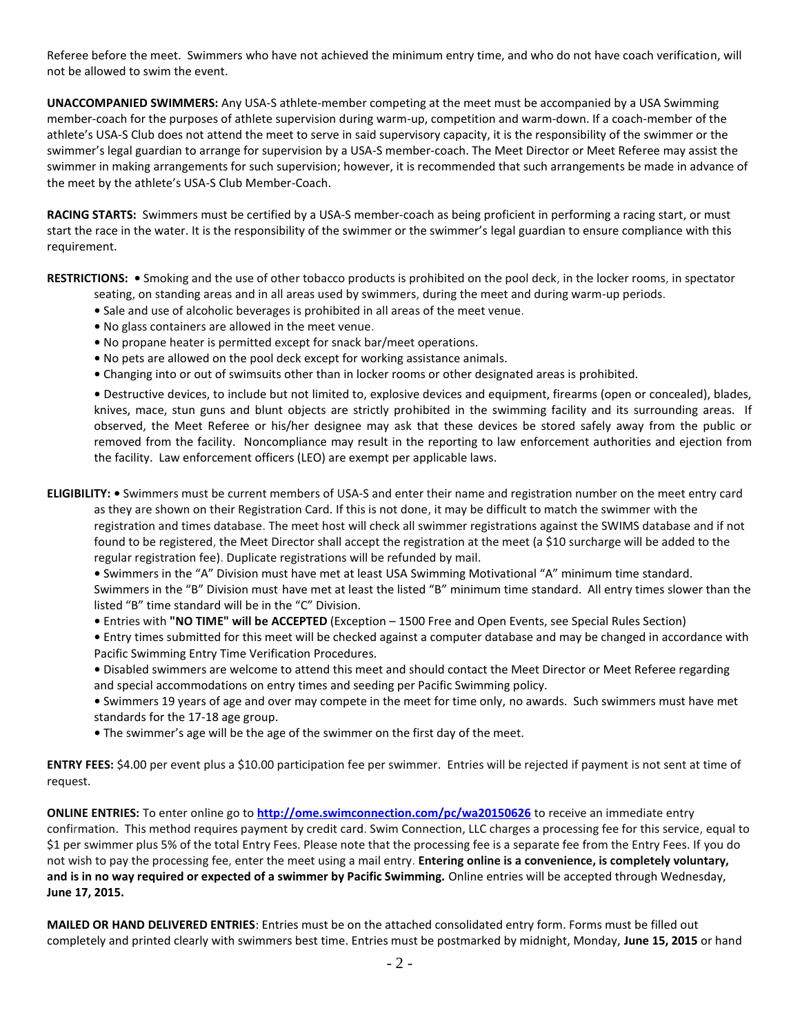Referee before the meet. Swimmers who have not achieved the minimum entry time, and who do not have coach verification, will not be allowed to swim the event.

**UNACCOMPANIED SWIMMERS:** Any USA-S athlete-member competing at the meet must be accompanied by a USA Swimming member-coach for the purposes of athlete supervision during warm-up, competition and warm-down. If a coach-member of the athlete's USA-S Club does not attend the meet to serve in said supervisory capacity, it is the responsibility of the swimmer or the swimmer's legal guardian to arrange for supervision by a USA-S member-coach. The Meet Director or Meet Referee may assist the swimmer in making arrangements for such supervision; however, it is recommended that such arrangements be made in advance of the meet by the athlete's USA-S Club Member-Coach.

**RACING STARTS:** Swimmers must be certified by a USA-S member-coach as being proficient in performing a racing start, or must start the race in the water. It is the responsibility of the swimmer or the swimmer's legal guardian to ensure compliance with this requirement.

**RESTRICTIONS:**
- Smoking and the use of other tobacco products is prohibited on the pool deck, in the locker rooms, in spectator seating, on standing areas and in all areas used by swimmers, during the meet and during warm-up periods.
- Sale and use of alcoholic beverages is prohibited in all areas of the meet venue.
- No glass containers are allowed in the meet venue.
- No propane heater is permitted except for snack bar/meet operations.
- No pets are allowed on the pool deck except for working assistance animals.
- Changing into or out of swimsuits other than in locker rooms or other designated areas is prohibited.
- Destructive devices, to include but not limited to, explosive devices and equipment, firearms (open or concealed), blades, knives, mace, stun guns and blunt objects are strictly prohibited in the swimming facility and its surrounding areas. If observed, the Meet Referee or his/her designee may ask that these devices be stored safely away from the public or removed from the facility. Noncompliance may result in the reporting to law enforcement authorities and ejection from the facility. Law enforcement officers (LEO) are exempt per applicable laws.

**ELIGIBILITY:**
- Swimmers must be current members of USA-S and enter their name and registration number on the meet entry card as they are shown on their Registration Card. If this is not done, it may be difficult to match the swimmer with the registration and times database. The meet host will check all swimmer registrations against the SWIMS database and if not found to be registered, the Meet Director shall accept the registration at the meet (a $10 surcharge will be added to the regular registration fee). Duplicate registrations will be refunded by mail.
- Swimmers in the "A" Division must have met at least USA Swimming Motivational "A" minimum time standard. Swimmers in the "B" Division must have met at least the listed "B" minimum time standard. All entry times slower than the listed "B" time standard will be in the "C" Division.
- Entries with **"NO TIME" will be ACCEPTED** (Exception – 1500 Free and Open Events, see Special Rules Section)
- Entry times submitted for this meet will be checked against a computer database and may be changed in accordance with Pacific Swimming Entry Time Verification Procedures.
- Disabled swimmers are welcome to attend this meet and should contact the Meet Director or Meet Referee regarding and special accommodations on entry times and seeding per Pacific Swimming policy.
- Swimmers 19 years of age and over may compete in the meet for time only, no awards. Such swimmers must have met standards for the 17-18 age group.
- The swimmer's age will be the age of the swimmer on the first day of the meet.

**ENTRY FEES:** $4.00 per event plus a $10.00 participation fee per swimmer. Entries will be rejected if payment is not sent at time of request.

**ONLINE ENTRIES:** To enter online go to **http://ome.swimconnection.com/pc/wa20150626** to receive an immediate entry confirmation. This method requires payment by credit card. Swim Connection, LLC charges a processing fee for this service, equal to $1 per swimmer plus 5% of the total Entry Fees. Please note that the processing fee is a separate fee from the Entry Fees. If you do not wish to pay the processing fee, enter the meet using a mail entry. **Entering online is a convenience, is completely voluntary, and is in no way required or expected of a swimmer by Pacific Swimming.** Online entries will be accepted through Wednesday, **June 17, 2015.**

**MAILED OR HAND DELIVERED ENTRIES**: Entries must be on the attached consolidated entry form. Forms must be filled out completely and printed clearly with swimmers best time. Entries must be postmarked by midnight, Monday, **June 15, 2015** or hand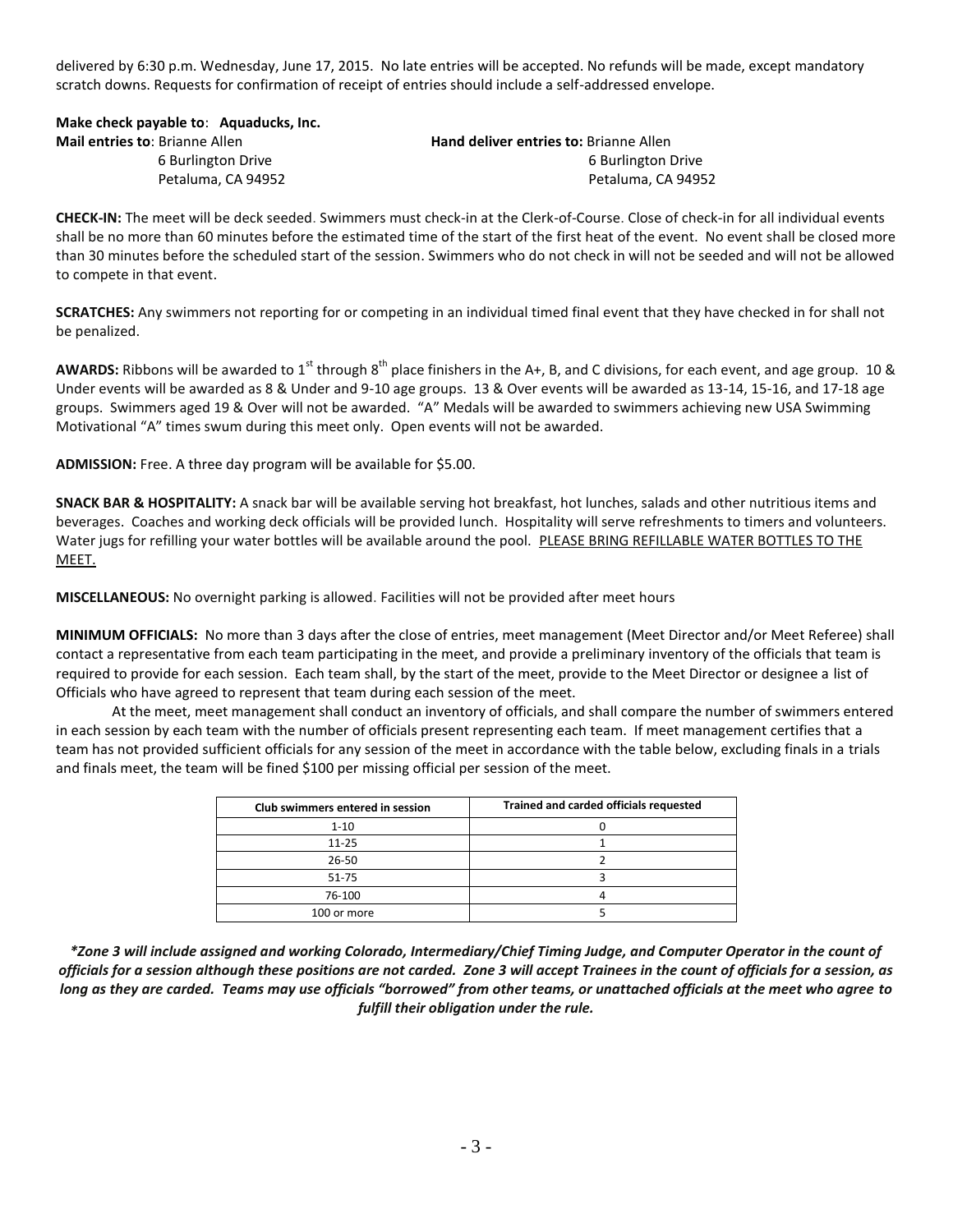delivered by 6:30 p.m. Wednesday, June 17, 2015. No late entries will be accepted. No refunds will be made, except mandatory scratch downs. Requests for confirmation of receipt of entries should include a self-addressed envelope.

**Make check payable to**: **Aquaducks, Inc.**

**Mail entries to**: Brianne Allen
6 Burlington Drive
Petaluma, CA 94952

**Hand deliver entries to:** Brianne Allen
6 Burlington Drive
Petaluma, CA 94952

**CHECK-IN:** The meet will be deck seeded. Swimmers must check-in at the Clerk-of-Course. Close of check-in for all individual events shall be no more than 60 minutes before the estimated time of the start of the first heat of the event. No event shall be closed more than 30 minutes before the scheduled start of the session. Swimmers who do not check in will not be seeded and will not be allowed to compete in that event.

**SCRATCHES:** Any swimmers not reporting for or competing in an individual timed final event that they have checked in for shall not be penalized.

**AWARDS:** Ribbons will be awarded to 1st through 8th place finishers in the A+, B, and C divisions, for each event, and age group. 10 & Under events will be awarded as 8 & Under and 9-10 age groups. 13 & Over events will be awarded as 13-14, 15-16, and 17-18 age groups. Swimmers aged 19 & Over will not be awarded. "A" Medals will be awarded to swimmers achieving new USA Swimming Motivational "A" times swum during this meet only. Open events will not be awarded.

**ADMISSION:** Free. A three day program will be available for $5.00.

**SNACK BAR & HOSPITALITY:** A snack bar will be available serving hot breakfast, hot lunches, salads and other nutritious items and beverages. Coaches and working deck officials will be provided lunch. Hospitality will serve refreshments to timers and volunteers. Water jugs for refilling your water bottles will be available around the pool. PLEASE BRING REFILLABLE WATER BOTTLES TO THE MEET.

**MISCELLANEOUS:** No overnight parking is allowed. Facilities will not be provided after meet hours

**MINIMUM OFFICIALS:** No more than 3 days after the close of entries, meet management (Meet Director and/or Meet Referee) shall contact a representative from each team participating in the meet, and provide a preliminary inventory of the officials that team is required to provide for each session. Each team shall, by the start of the meet, provide to the Meet Director or designee a list of Officials who have agreed to represent that team during each session of the meet.

At the meet, meet management shall conduct an inventory of officials, and shall compare the number of swimmers entered in each session by each team with the number of officials present representing each team. If meet management certifies that a team has not provided sufficient officials for any session of the meet in accordance with the table below, excluding finals in a trials and finals meet, the team will be fined $100 per missing official per session of the meet.

| Club swimmers entered in session | Trained and carded officials requested |
|---|---|
| 1-10 | 0 |
| 11-25 | 1 |
| 26-50 | 2 |
| 51-75 | 3 |
| 76-100 | 4 |
| 100 or more | 5 |

***Zone 3 will include assigned and working Colorado, Intermediary/Chief Timing Judge, and Computer Operator in the count of officials for a session although these positions are not carded. Zone 3 will accept Trainees in the count of officials for a session, as long as they are carded. Teams may use officials "borrowed" from other teams, or unattached officials at the meet who agree to fulfill their obligation under the rule.***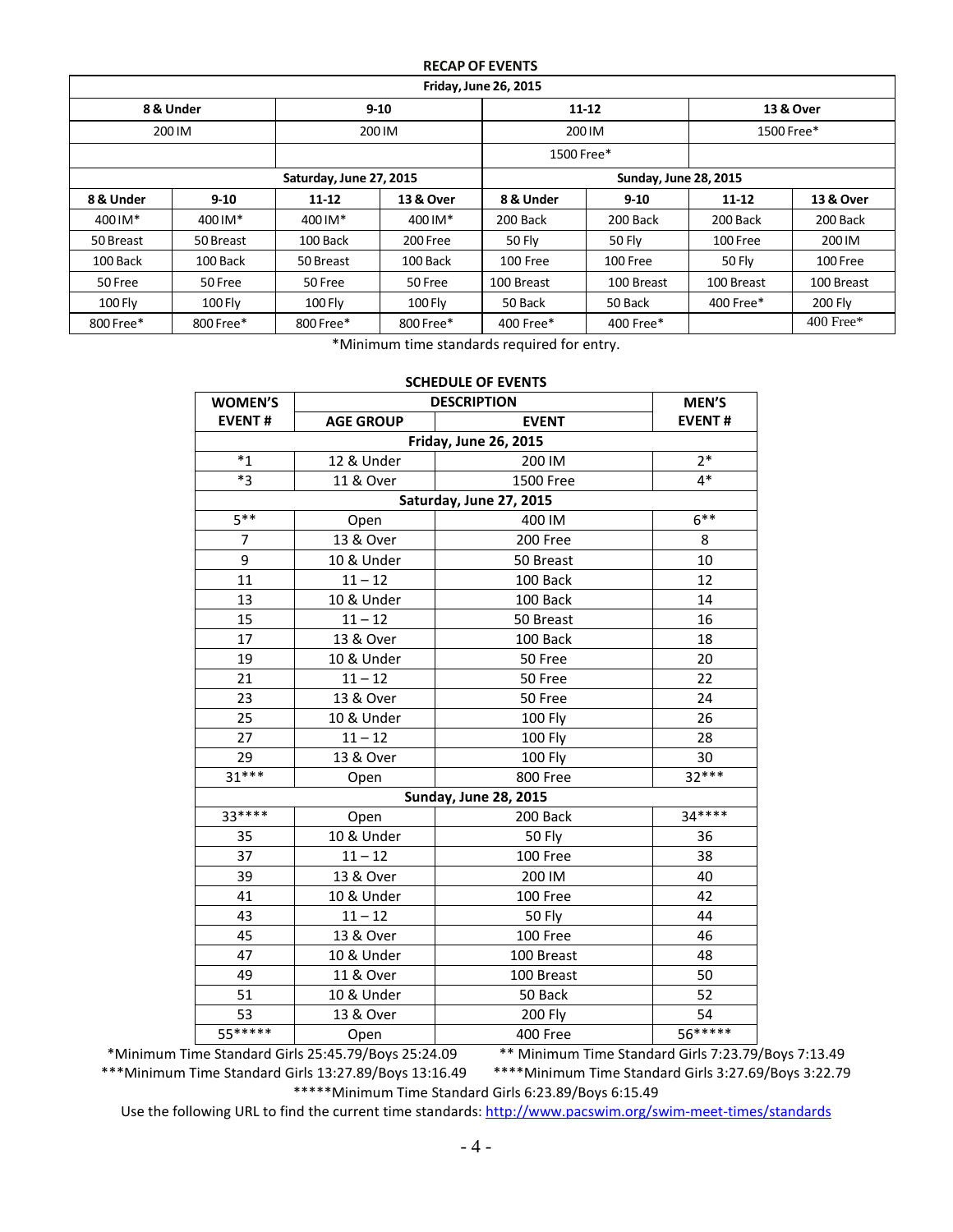## RECAP OF EVENTS

| Friday, June 26, 2015 | | | |
|---|---|---|---|
| 8 & Under | 9-10 | 11-12 | 13 & Over |
| 200 IM | 200 IM | 200 IM | 1500 Free* |
| | | 1500 Free* | |

| Saturday, June 27, 2015 | | | | Sunday, June 28, 2015 | | | |
|---|---|---|---|---|---|---|---|
| 8 & Under | 9-10 | 11-12 | 13 & Over | 8 & Under | 9-10 | 11-12 | 13 & Over |
| 400 IM* | 400 IM* | 400 IM* | 400 IM* | 200 Back | 200 Back | 200 Back | 200 Back |
| 50 Breast | 50 Breast | 100 Back | 200 Free | 50 Fly | 50 Fly | 100 Free | 200 IM |
| 100 Back | 100 Back | 50 Breast | 100 Back | 100 Free | 100 Free | 50 Fly | 100 Free |
| 50 Free | 50 Free | 50 Free | 50 Free | 100 Breast | 100 Breast | 100 Breast | 100 Breast |
| 100 Fly | 100 Fly | 100 Fly | 100 Fly | 50 Back | 50 Back | 400 Free* | 200 Fly |
| 800 Free* | 800 Free* | 800 Free* | 800 Free* | 400 Free* | 400 Free* | | 400 Free* |

*Minimum time standards required for entry.

## SCHEDULE OF EVENTS

| WOMEN'S EVENT # | AGE GROUP | EVENT | MEN'S EVENT # |
|---|---|---|---|
| **Friday, June 26, 2015** | | | |
| *1 | 12 & Under | 200 IM | 2* |
| *3 | 11 & Over | 1500 Free | 4* |
| **Saturday, June 27, 2015** | | | |
| 5** | Open | 400 IM | 6** |
| 7 | 13 & Over | 200 Free | 8 |
| 9 | 10 & Under | 50 Breast | 10 |
| 11 | 11 – 12 | 100 Back | 12 |
| 13 | 10 & Under | 100 Back | 14 |
| 15 | 11 – 12 | 50 Breast | 16 |
| 17 | 13 & Over | 100 Back | 18 |
| 19 | 10 & Under | 50 Free | 20 |
| 21 | 11 – 12 | 50 Free | 22 |
| 23 | 13 & Over | 50 Free | 24 |
| 25 | 10 & Under | 100 Fly | 26 |
| 27 | 11 – 12 | 100 Fly | 28 |
| 29 | 13 & Over | 100 Fly | 30 |
| 31*** | Open | 800 Free | 32*** |
| **Sunday, June 28, 2015** | | | |
| 33**** | Open | 200 Back | 34**** |
| 35 | 10 & Under | 50 Fly | 36 |
| 37 | 11 – 12 | 100 Free | 38 |
| 39 | 13 & Over | 200 IM | 40 |
| 41 | 10 & Under | 100 Free | 42 |
| 43 | 11 – 12 | 50 Fly | 44 |
| 45 | 13 & Over | 100 Free | 46 |
| 47 | 10 & Under | 100 Breast | 48 |
| 49 | 11 & Over | 100 Breast | 50 |
| 51 | 10 & Under | 50 Back | 52 |
| 53 | 13 & Over | 200 Fly | 54 |
| 55***** | Open | 400 Free | 56***** |

*Minimum Time Standard Girls 25:45.79/Boys 25:24.09 ** Minimum Time Standard Girls 7:23.79/Boys 7:13.49

***Minimum Time Standard Girls 13:27.89/Boys 13:16.49 ****Minimum Time Standard Girls 3:27.69/Boys 3:22.79

*****Minimum Time Standard Girls 6:23.89/Boys 6:15.49

Use the following URL to find the current time standards: http://www.pacswim.org/swim-meet-times/standards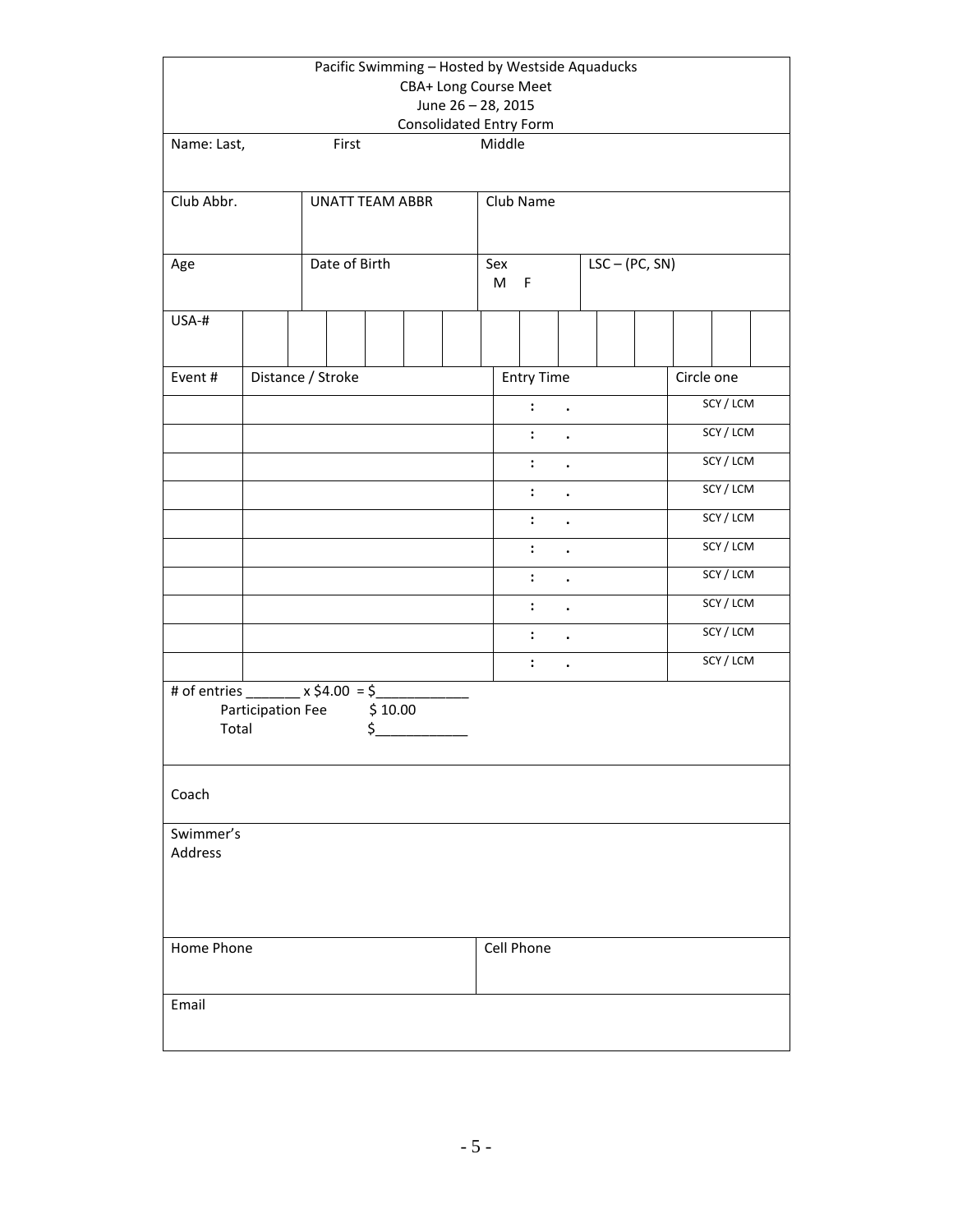Pacific Swimming – Hosted by Westside Aquaducks
CBA+ Long Course Meet
June 26 – 28, 2015
Consolidated Entry Form

| | | | |
|---|---|---|---|
| Name: Last, | First | Middle | |
| Club Abbr. | UNATT TEAM ABBR | Club Name | |
| Age | Date of Birth | Sex M F | LSC – (PC, SN) |

| | | | | | | | | | | | | | |
|---|---|---|---|---|---|---|---|---|---|---|---|---|---|
| USA-# | | | | | | | | | | | | | |

| Event # | Distance / Stroke | Entry Time | Circle one |
|---|---|---|---|
| | | : . | SCY / LCM |
| | | : . | SCY / LCM |
| | | : . | SCY / LCM |
| | | : . | SCY / LCM |
| | | : . | SCY / LCM |
| | | : . | SCY / LCM |
| | | : . | SCY / LCM |
| | | : . | SCY / LCM |
| | | : . | SCY / LCM |
| | | : . | SCY / LCM |

# of entries _______ x $4.00 = $____________

Participation Fee $ 10.00

Total $____________

| | |
|---|---|
| Coach | |
| Swimmer's Address | |
| Home Phone | Cell Phone |
| Email | |